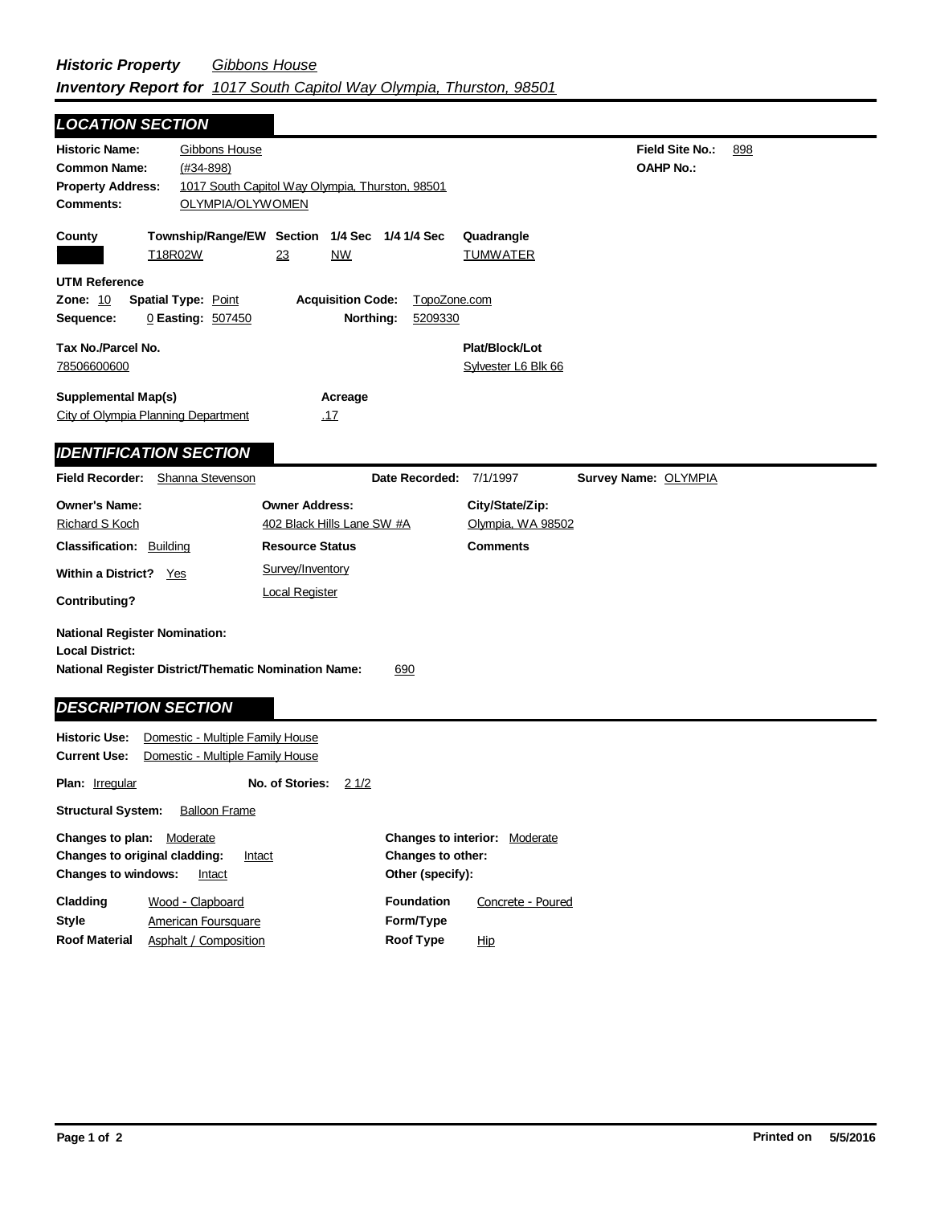## *Historic Property* *Gibbons House*
## *Inventory Report for* *1017 South Capitol Way Olympia, Thurston, 98501*

### LOCATION SECTION

**Historic Name:** Gibbons House
**Common Name:** (#34-898)
**Property Address:** 1017 South Capitol Way Olympia, Thurston, 98501
**Comments:** OLYMPIA/OLYWOMEN

**Field Site No.:** 898
**OAHP No.:**

| County | Township/Range/EW | Section | 1/4 Sec | 1/4 1/4 Sec | Quadrangle |
|---|---|---|---|---|---|
| | T18R02W | 23 | NW | | TUMWATER |

**UTM Reference**
**Zone:** 10 **Spatial Type:** Point **Acquisition Code:** TopoZone.com
**Sequence:** 0 **Easting:** 507450 **Northing:** 5209330

**Tax No./Parcel No.** 78506600600
**Plat/Block/Lot** Sylvester L6 Blk 66

**Supplemental Map(s)** City of Olympia Planning Department
**Acreage** .17

### IDENTIFICATION SECTION

**Field Recorder:** Shanna Stevenson **Date Recorded:** 7/1/1997 **Survey Name:** OLYMPIA

| Owner's Name: | Owner Address: | City/State/Zip: |
|---|---|---|
| Richard S Koch | 402 Black Hills Lane SW #A | Olympia, WA 98502 |

**Classification:** Building
**Within a District?** Yes
**Contributing?**

**Resource Status**
Survey/Inventory
Local Register

**Comments**

**National Register Nomination:**
**Local District:**
**National Register District/Thematic Nomination Name:** 690

### DESCRIPTION SECTION

**Historic Use:** Domestic - Multiple Family House
**Current Use:** Domestic - Multiple Family House

**Plan:** Irregular **No. of Stories:** 2 1/2

**Structural System:** Balloon Frame

**Changes to plan:** Moderate
**Changes to original cladding:** Intact
**Changes to windows:** Intact
**Changes to interior:** Moderate
**Changes to other:**
**Other (specify):**

**Cladding** Wood - Clapboard
**Style** American Foursquare
**Roof Material** Asphalt / Composition
**Foundation** Concrete - Poured
**Form/Type**
**Roof Type** Hip

**Printed on** 5/5/2016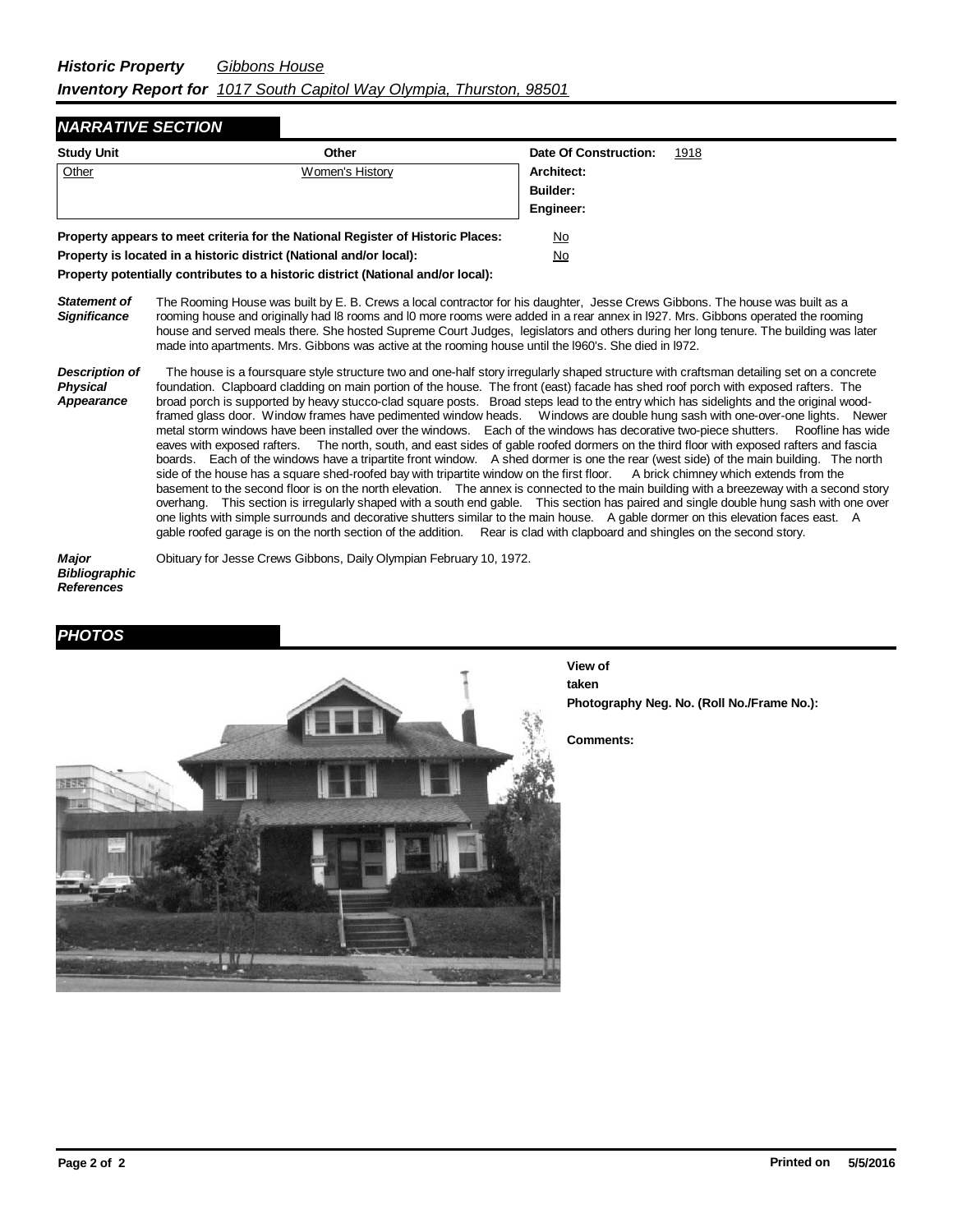**Historic Property** *Gibbons House*
**Inventory Report for** *1017 South Capitol Way Olympia, Thurston, 98501*

## NARRATIVE SECTION

| Study Unit | Other | | |
|---|---|---|---|
| Other | Women's History | **Date Of Construction:** | 1918 |
| | | **Architect:** | |
| | | **Builder:** | |
| | | **Engineer:** | |

**Property appears to meet criteria for the National Register of Historic Places:** No

**Property is located in a historic district (National and/or local):** No

**Property potentially contributes to a historic district (National and/or local):**

***Statement of Significance***

The Rooming House was built by E. B. Crews a local contractor for his daughter, Jesse Crews Gibbons. The house was built as a rooming house and originally had l8 rooms and l0 more rooms were added in a rear annex in l927. Mrs. Gibbons operated the rooming house and served meals there. She hosted Supreme Court Judges, legislators and others during her long tenure. The building was later made into apartments. Mrs. Gibbons was active at the rooming house until the l960's. She died in l972.

***Description of Physical Appearance***

The house is a foursquare style structure two and one-half story irregularly shaped structure with craftsman detailing set on a concrete foundation. Clapboard cladding on main portion of the house. The front (east) facade has shed roof porch with exposed rafters. The broad porch is supported by heavy stucco-clad square posts. Broad steps lead to the entry which has sidelights and the original wood-framed glass door. Window frames have pedimented window heads. Windows are double hung sash with one-over-one lights. Newer metal storm windows have been installed over the windows. Each of the windows has decorative two-piece shutters. Roofline has wide eaves with exposed rafters. The north, south, and east sides of gable roofed dormers on the third floor with exposed rafters and fascia boards. Each of the windows have a tripartite front window. A shed dormer is one the rear (west side) of the main building. The north side of the house has a square shed-roofed bay with tripartite window on the first floor. A brick chimney which extends from the basement to the second floor is on the north elevation. The annex is connected to the main building with a breezeway with a second story overhang. This section is irregularly shaped with a south end gable. This section has paired and single double hung sash with one over one lights with simple surrounds and decorative shutters similar to the main house. A gable dormer on this elevation faces east. A gable roofed garage is on the north section of the addition. Rear is clad with clapboard and shingles on the second story.

***Major Bibliographic References***

Obituary for Jesse Crews Gibbons, Daily Olympian February 10, 1972.

## PHOTOS

**View of**
**taken**
**Photography Neg. No. (Roll No./Frame No.):**

**Comments:**

**Printed on** 5/5/2016